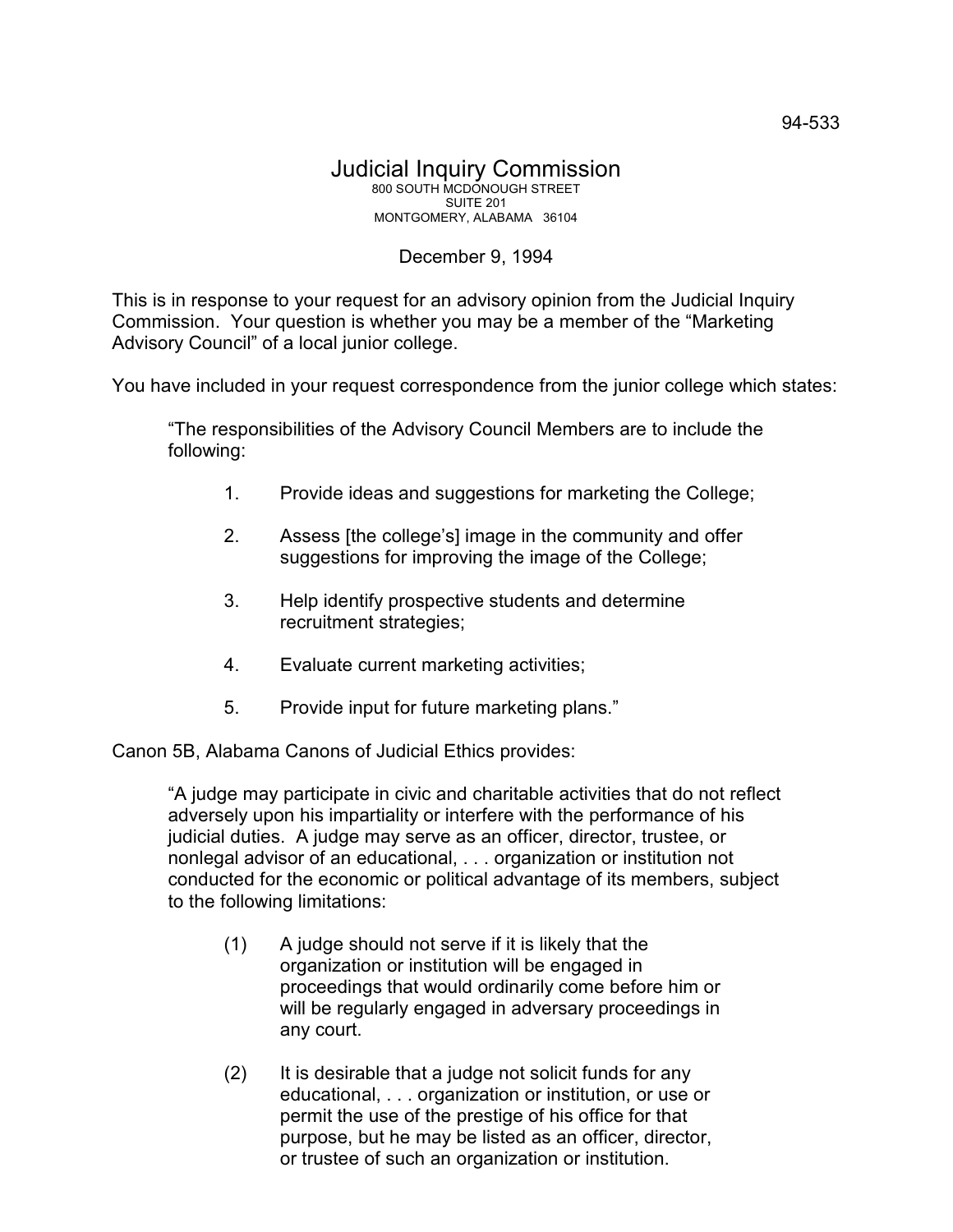94-533

# Judicial Inquiry Commission

800 SOUTH MCDONOUGH STREET
SUITE 201
MONTGOMERY, ALABAMA 36104

December 9, 1994

This is in response to your request for an advisory opinion from the Judicial Inquiry Commission. Your question is whether you may be a member of the "Marketing Advisory Council" of a local junior college.

You have included in your request correspondence from the junior college which states:

> "The responsibilities of the Advisory Council Members are to include the following:
>
> 1. Provide ideas and suggestions for marketing the College;
> 2. Assess [the college's] image in the community and offer suggestions for improving the image of the College;
> 3. Help identify prospective students and determine recruitment strategies;
> 4. Evaluate current marketing activities;
> 5. Provide input for future marketing plans."

Canon 5B, Alabama Canons of Judicial Ethics provides:

> "A judge may participate in civic and charitable activities that do not reflect adversely upon his impartiality or interfere with the performance of his judicial duties. A judge may serve as an officer, director, trustee, or nonlegal advisor of an educational, . . . organization or institution not conducted for the economic or political advantage of its members, subject to the following limitations:
>
> (1) A judge should not serve if it is likely that the organization or institution will be engaged in proceedings that would ordinarily come before him or will be regularly engaged in adversary proceedings in any court.
>
> (2) It is desirable that a judge not solicit funds for any educational, . . . organization or institution, or use or permit the use of the prestige of his office for that purpose, but he may be listed as an officer, director, or trustee of such an organization or institution.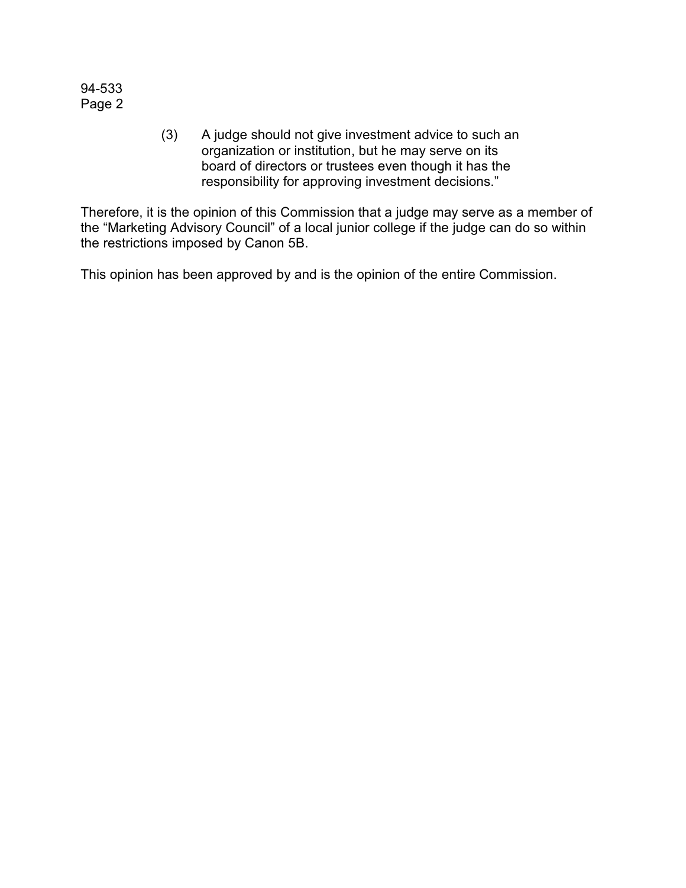(3) A judge should not give investment advice to such an organization or institution, but he may serve on its board of directors or trustees even though it has the responsibility for approving investment decisions."

Therefore, it is the opinion of this Commission that a judge may serve as a member of the "Marketing Advisory Council" of a local junior college if the judge can do so within the restrictions imposed by Canon 5B.

This opinion has been approved by and is the opinion of the entire Commission.